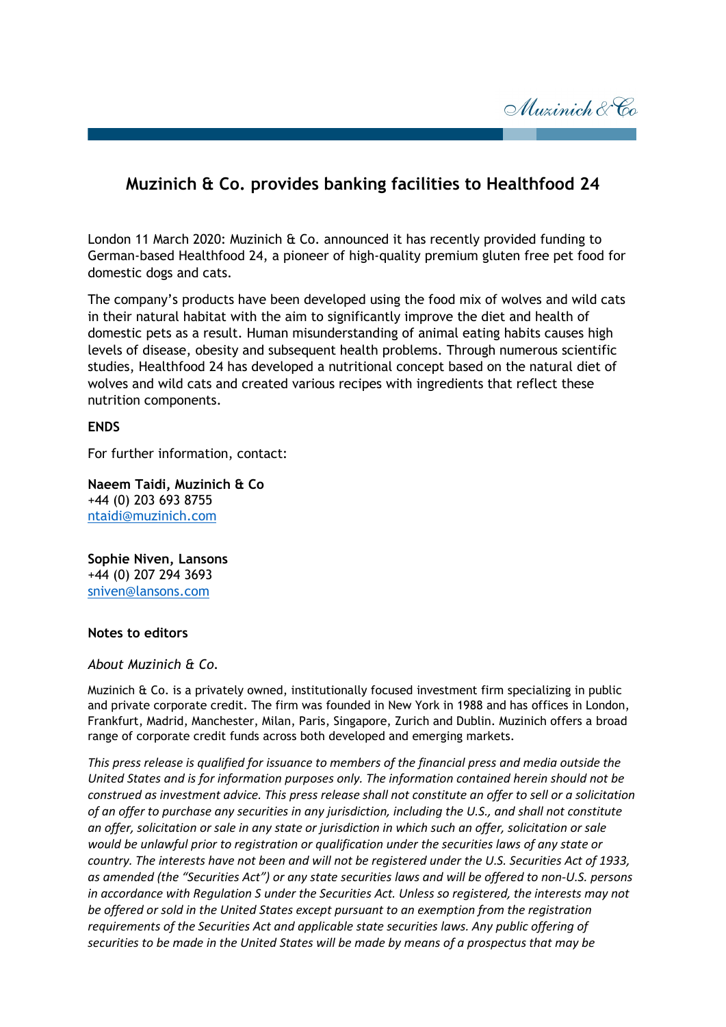# Muzinich & Co. provides banking facilities to Healthfood 24

London 11 March 2020: Muzinich & Co. announced it has recently provided funding to German-based Healthfood 24, a pioneer of high-quality premium gluten free pet food for domestic dogs and cats.

The company's products have been developed using the food mix of wolves and wild cats in their natural habitat with the aim to significantly improve the diet and health of domestic pets as a result. Human misunderstanding of animal eating habits causes high levels of disease, obesity and subsequent health problems. Through numerous scientific studies, Healthfood 24 has developed a nutritional concept based on the natural diet of wolves and wild cats and created various recipes with ingredients that reflect these nutrition components.

**ENDS**

For further information, contact:

**Naeem Taidi, Muzinich & Co**
+44 (0) 203 693 8755
ntaidi@muzinich.com

**Sophie Niven, Lansons**
+44 (0) 207 294 3693
sniven@lansons.com

**Notes to editors**

*About Muzinich & Co.*

Muzinich & Co. is a privately owned, institutionally focused investment firm specializing in public and private corporate credit. The firm was founded in New York in 1988 and has offices in London, Frankfurt, Madrid, Manchester, Milan, Paris, Singapore, Zurich and Dublin. Muzinich offers a broad range of corporate credit funds across both developed and emerging markets.

*This press release is qualified for issuance to members of the financial press and media outside the United States and is for information purposes only. The information contained herein should not be construed as investment advice. This press release shall not constitute an offer to sell or a solicitation of an offer to purchase any securities in any jurisdiction, including the U.S., and shall not constitute an offer, solicitation or sale in any state or jurisdiction in which such an offer, solicitation or sale would be unlawful prior to registration or qualification under the securities laws of any state or country. The interests have not been and will not be registered under the U.S. Securities Act of 1933, as amended (the "Securities Act") or any state securities laws and will be offered to non-U.S. persons in accordance with Regulation S under the Securities Act. Unless so registered, the interests may not be offered or sold in the United States except pursuant to an exemption from the registration requirements of the Securities Act and applicable state securities laws. Any public offering of securities to be made in the United States will be made by means of a prospectus that may be*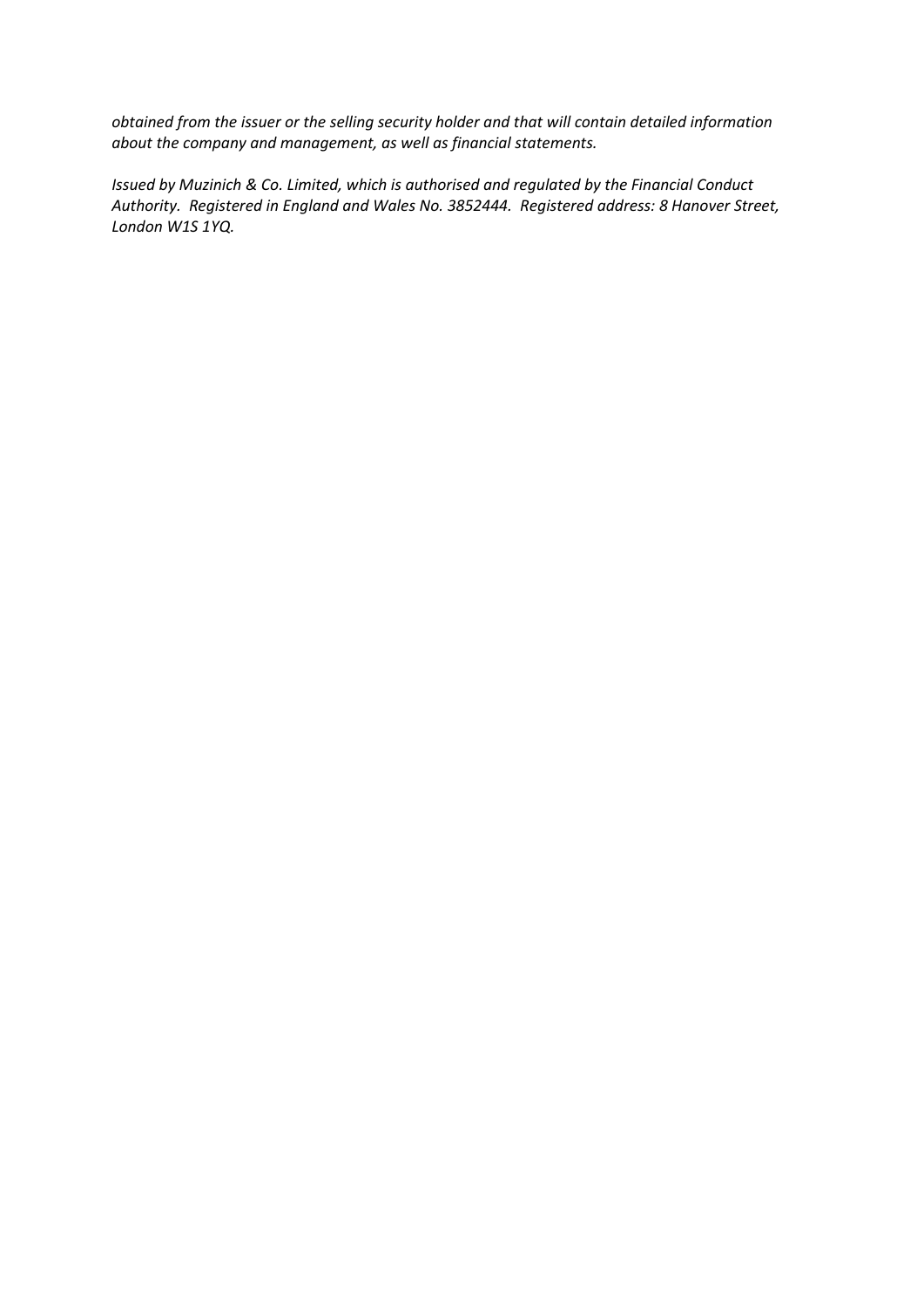*obtained from the issuer or the selling security holder and that will contain detailed information about the company and management, as well as financial statements.*

*Issued by Muzinich & Co. Limited, which is authorised and regulated by the Financial Conduct Authority. Registered in England and Wales No. 3852444. Registered address: 8 Hanover Street, London W1S 1YQ.*